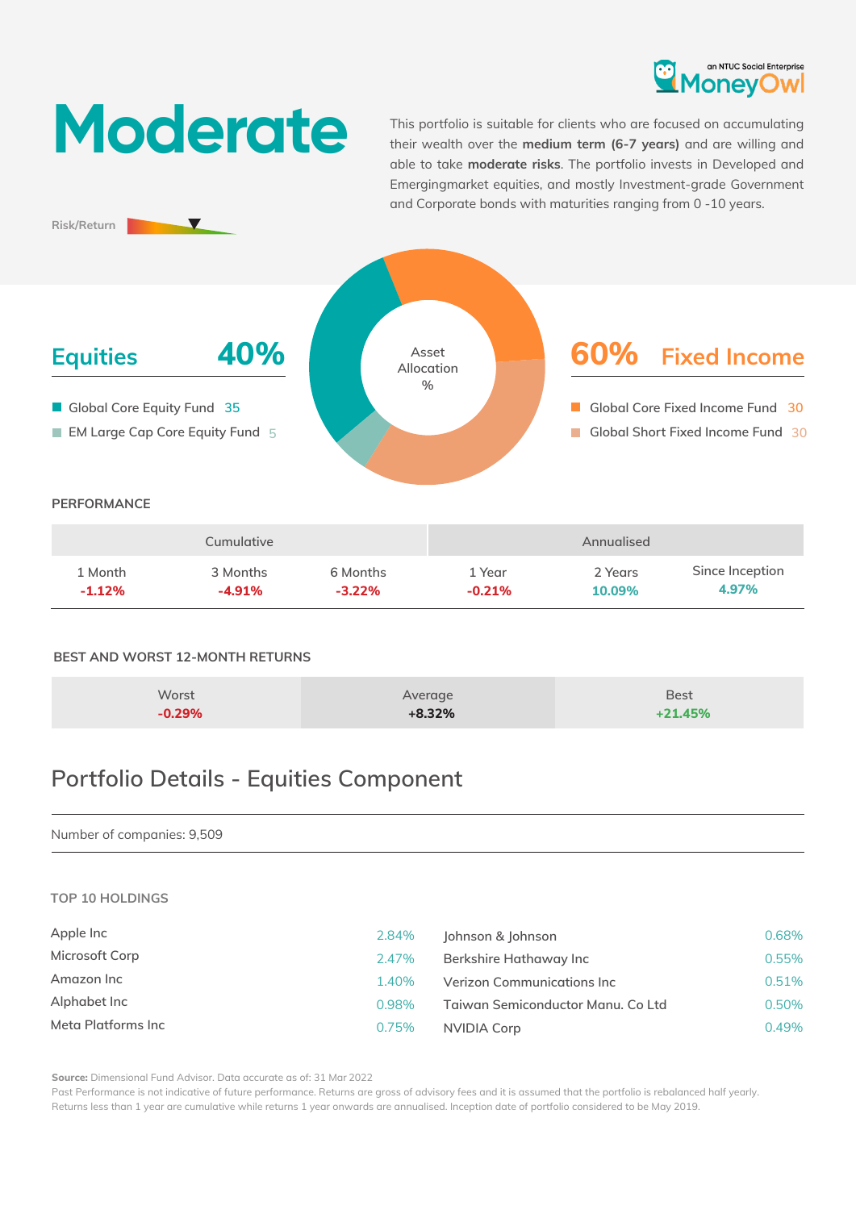an NTUC Social Enterprise MoneyOwl

# Moderate

This portfolio is suitable for clients who are focused on accumulating their wealth over the **medium term (6-7 years)** and are willing and able to take **moderate risks**. The portfolio invests in Developed and Emergingmarket equities, and mostly Investment-grade Government and Corporate bonds with maturities ranging from 0 -10 years.

Risk/Return

Asset Allocation %

## Equities 40%

- Global Core Equity Fund 35
- EM Large Cap Core Equity Fund 5

## 60% Fixed Income

- Global Core Fixed Income Fund 30
- Global Short Fixed Income Fund 30

### PERFORMANCE

| Cumulative | | | Annualised | | |
|---|---|---|---|---|---|
| 1 Month | 3 Months | 6 Months | 1 Year | 2 Years | Since Inception |
| -1.12% | -4.91% | -3.22% | -0.21% | 10.09% | 4.97% |

### BEST AND WORST 12-MONTH RETURNS

| Worst | Average | Best |
|---|---|---|
| -0.29% | +8.32% | +21.45% |

## Portfolio Details - Equities Component

Number of companies: 9,509

### TOP 10 HOLDINGS

| Holding | % | Holding | % |
|---|---|---|---|
| Apple Inc | 2.84% | Johnson & Johnson | 0.68% |
| Microsoft Corp | 2.47% | Berkshire Hathaway Inc | 0.55% |
| Amazon Inc | 1.40% | Verizon Communications Inc | 0.51% |
| Alphabet Inc | 0.98% | Taiwan Semiconductor Manu. Co Ltd | 0.50% |
| Meta Platforms Inc | 0.75% | NVIDIA Corp | 0.49% |

**Source:** Dimensional Fund Advisor. Data accurate as of: 31 Mar 2022
Past Performance is not indicative of future performance. Returns are gross of advisory fees and it is assumed that the portfolio is rebalanced half yearly. Returns less than 1 year are cumulative while returns 1 year onwards are annualised. Inception date of portfolio considered to be May 2019.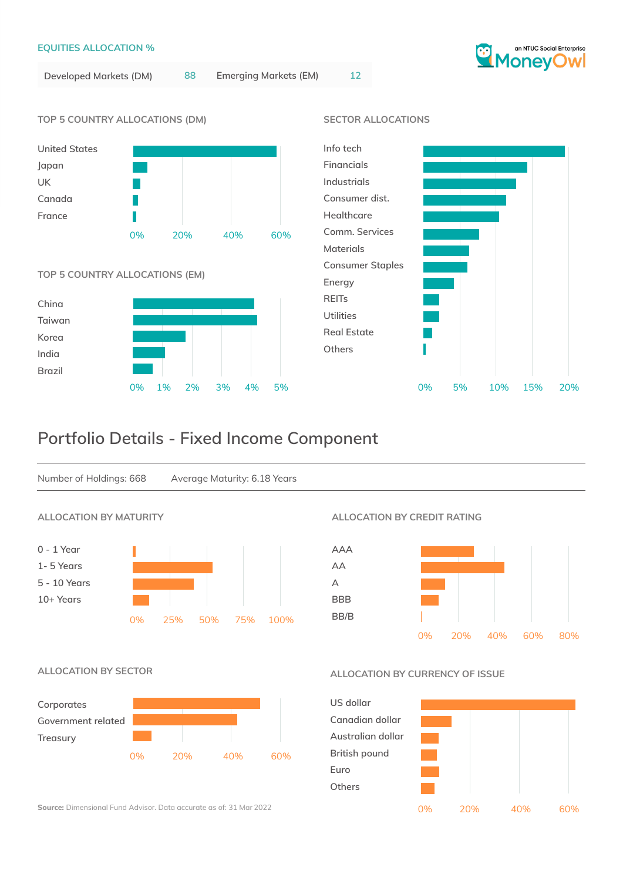EQUITIES ALLOCATION %

| | | | |
|---|---|---|---|
| Developed Markets (DM) | 88 | Emerging Markets (EM) | 12 |

### TOP 5 COUNTRY ALLOCATIONS (DM)

United States
Japan
UK
Canada
France

0% 20% 40% 60%

### TOP 5 COUNTRY ALLOCATIONS (EM)

China
Taiwan
Korea
India
Brazil

0% 1% 2% 3% 4% 5%

### SECTOR ALLOCATIONS

Info tech
Financials
Industrials
Consumer dist.
Healthcare
Comm. Services
Materials
Consumer Staples
Energy
REITs
Utilities
Real Estate
Others

0% 5% 10% 15% 20%

## Portfolio Details - Fixed Income Component

Number of Holdings: 668 Average Maturity: 6.18 Years

### ALLOCATION BY MATURITY

0 - 1 Year
1- 5 Years
5 - 10 Years
10+ Years

0% 25% 50% 75% 100%

### ALLOCATION BY CREDIT RATING

AAA
AA
A
BBB
BB/B

0% 20% 40% 60% 80%

### ALLOCATION BY SECTOR

Corporates
Government related
Treasury

0% 20% 40% 60%

### ALLOCATION BY CURRENCY OF ISSUE

US dollar
Canadian dollar
Australian dollar
British pound
Euro
Others

0% 20% 40% 60%

**Source:** Dimensional Fund Advisor. Data accurate as of: 31 Mar 2022